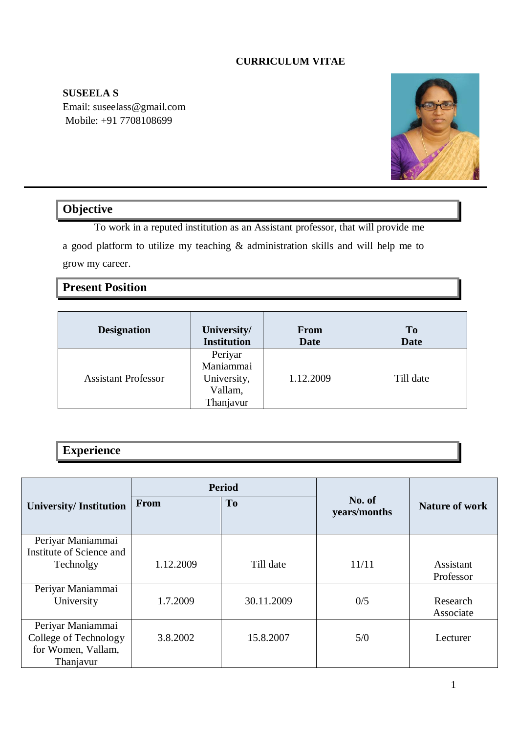# CURRICULUM VITAE

**SUSEELA S**
Email: suseelass@gmail.com
Mobile: +91 7708108699

## Objective

To work in a reputed institution as an Assistant professor, that will provide me a good platform to utilize my teaching & administration skills and will help me to grow my career.

## Present Position

| Designation | University/ Institution | From Date | To Date |
|---|---|---|---|
| Assistant Professor | Periyar Maniammai University, Vallam, Thanjavur | 1.12.2009 | Till date |

## Experience

| University/ Institution | Period | | No. of years/months | Nature of work |
|---|---|---|---|---|
| | From | To | | |
| Periyar Maniammai Institute of Science and Technolgy | 1.12.2009 | Till date | 11/11 | Assistant Professor |
| Periyar Maniammai University | 1.7.2009 | 30.11.2009 | 0/5 | Research Associate |
| Periyar Maniammai College of Technology for Women, Vallam, Thanjavur | 3.8.2002 | 15.8.2007 | 5/0 | Lecturer |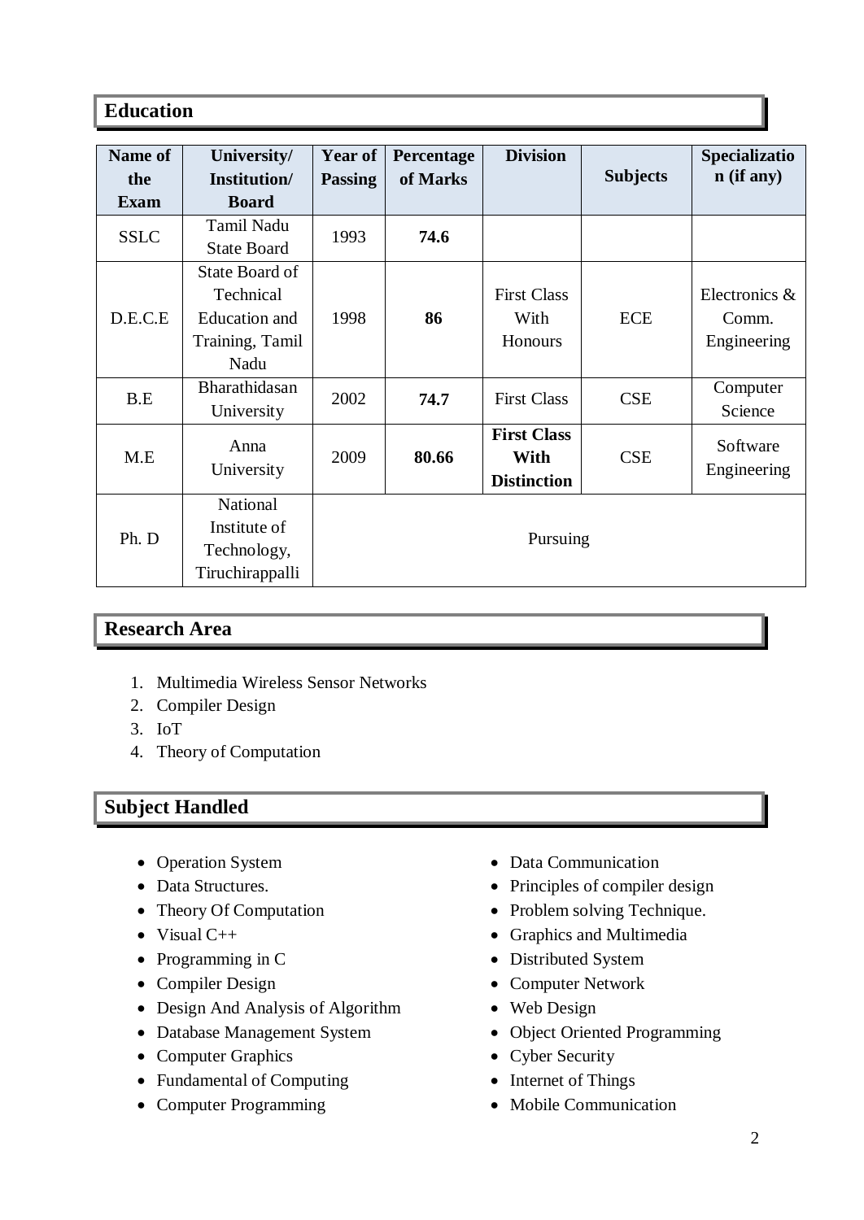## Education

| Name of the Exam | University/ Institution/ Board | Year of Passing | Percentage of Marks | Division | Subjects | Specialization (if any) |
|---|---|---|---|---|---|---|
| SSLC | Tamil Nadu State Board | 1993 | **74.6** | | | |
| D.E.C.E | State Board of Technical Education and Training, Tamil Nadu | 1998 | **86** | First Class With Honours | ECE | Electronics & Comm. Engineering |
| B.E | Bharathidasan University | 2002 | **74.7** | First Class | CSE | Computer Science |
| M.E | Anna University | 2009 | **80.66** | **First Class With Distinction** | CSE | Software Engineering |
| Ph. D | National Institute of Technology, Tiruchirappalli | Pursuing | | | | |

## Research Area

1. Multimedia Wireless Sensor Networks
2. Compiler Design
3. IoT
4. Theory of Computation

## Subject Handled

- Operation System
- Data Structures.
- Theory Of Computation
- Visual C++
- Programming in C
- Compiler Design
- Design And Analysis of Algorithm
- Database Management System
- Computer Graphics
- Fundamental of Computing
- Computer Programming
- Data Communication
- Principles of compiler design
- Problem solving Technique.
- Graphics and Multimedia
- Distributed System
- Computer Network
- Web Design
- Object Oriented Programming
- Cyber Security
- Internet of Things
- Mobile Communication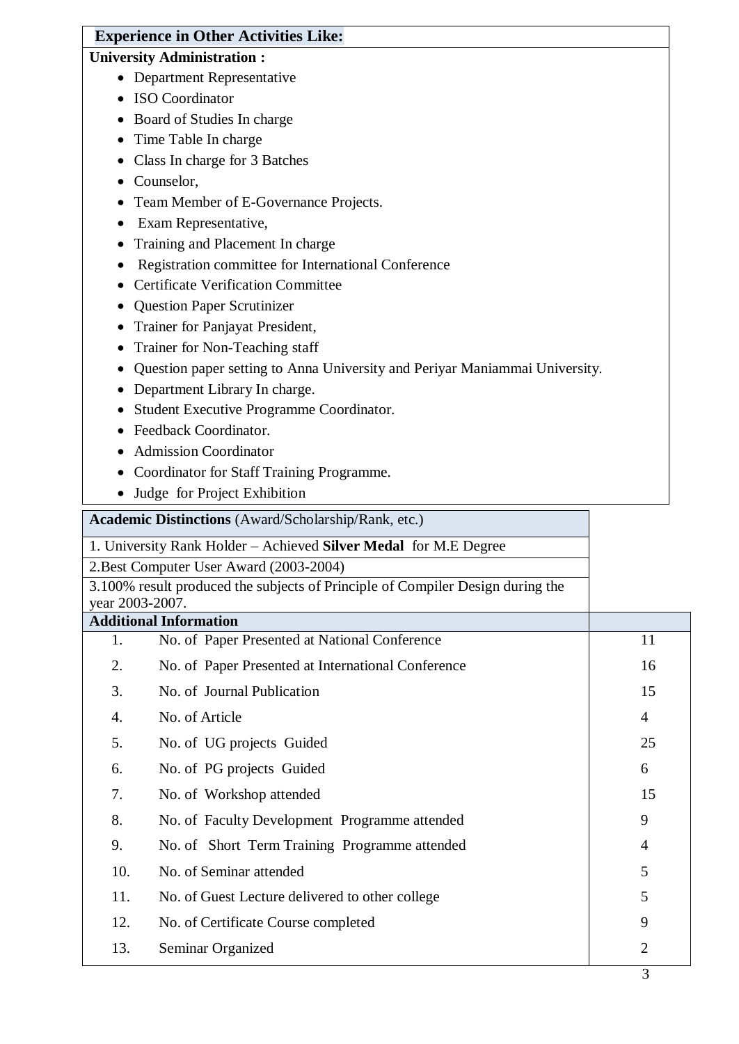## Experience in Other Activities Like:

**University Administration :**

- Department Representative
- ISO Coordinator
- Board of Studies In charge
- Time Table In charge
- Class In charge for 3 Batches
- Counselor,
- Team Member of E-Governance Projects.
- Exam Representative,
- Training and Placement In charge
- Registration committee for International Conference
- Certificate Verification Committee
- Question Paper Scrutinizer
- Trainer for Panjayat President,
- Trainer for Non-Teaching staff
- Question paper setting to Anna University and Periyar Maniammai University.
- Department Library In charge.
- Student Executive Programme Coordinator.
- Feedback Coordinator.
- Admission Coordinator
- Coordinator for Staff Training Programme.
- Judge for Project Exhibition

| **Academic Distinctions** (Award/Scholarship/Rank, etc.) |
|---|
| 1. University Rank Holder – Achieved **Silver Medal** for M.E Degree |
| 2.Best Computer User Award (2003-2004) |
| 3.100% result produced the subjects of Principle of Compiler Design during the year 2003-2007. |

| **Additional Information** | | |
|---|---|---|
| 1. | No. of Paper Presented at National Conference | 11 |
| 2. | No. of Paper Presented at International Conference | 16 |
| 3. | No. of Journal Publication | 15 |
| 4. | No. of Article | 4 |
| 5. | No. of UG projects Guided | 25 |
| 6. | No. of PG projects Guided | 6 |
| 7. | No. of Workshop attended | 15 |
| 8. | No. of Faculty Development Programme attended | 9 |
| 9. | No. of Short Term Training Programme attended | 4 |
| 10. | No. of Seminar attended | 5 |
| 11. | No. of Guest Lecture delivered to other college | 5 |
| 12. | No. of Certificate Course completed | 9 |
| 13. | Seminar Organized | 2 |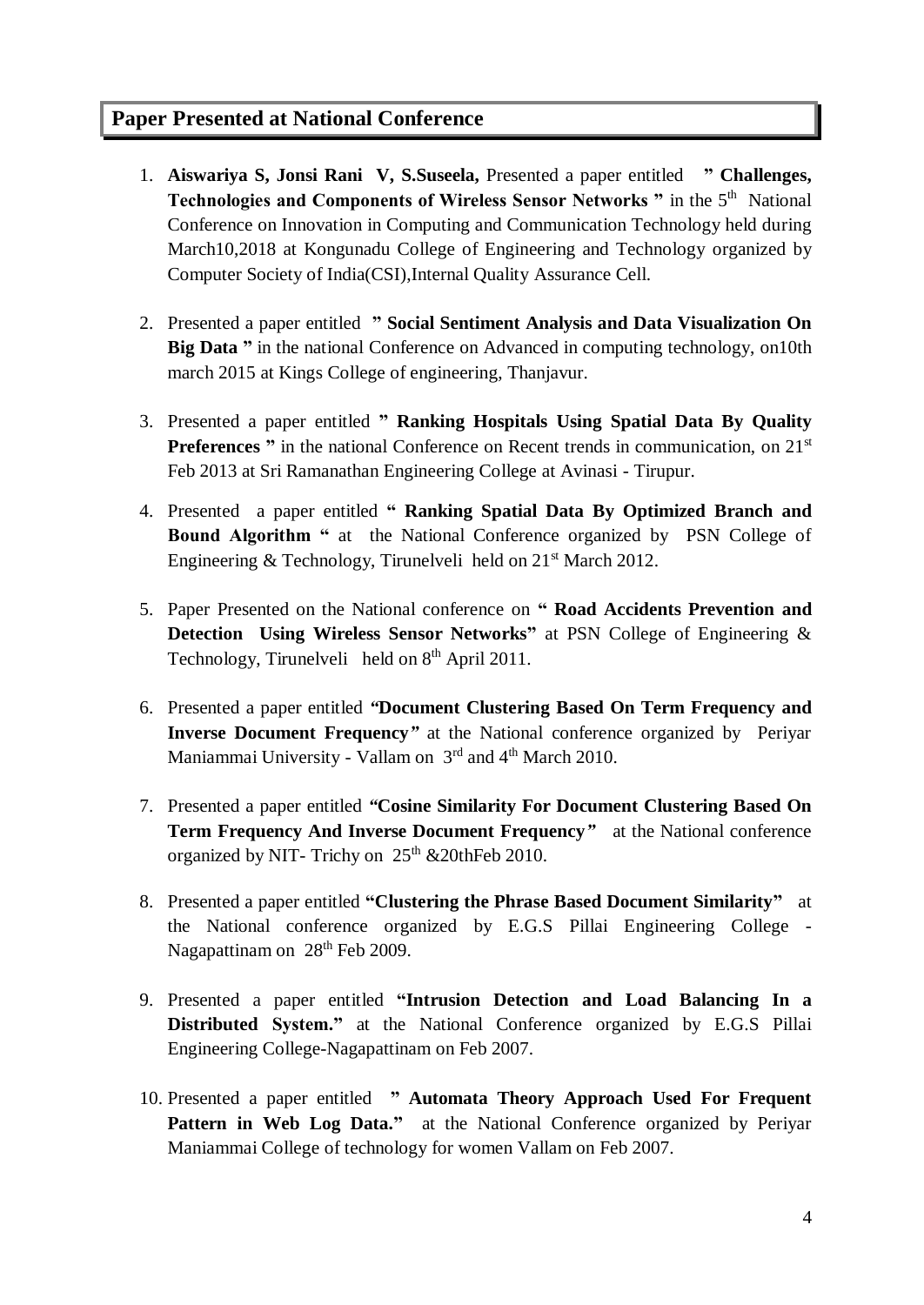## Paper Presented at National Conference

1. **Aiswariya S, Jonsi Rani V, S.Suseela,** Presented a paper entitled **" Challenges, Technologies and Components of Wireless Sensor Networks "** in the 5th National Conference on Innovation in Computing and Communication Technology held during March10,2018 at Kongunadu College of Engineering and Technology organized by Computer Society of India(CSI),Internal Quality Assurance Cell.

2. Presented a paper entitled **" Social Sentiment Analysis and Data Visualization On Big Data "** in the national Conference on Advanced in computing technology, on10th march 2015 at Kings College of engineering, Thanjavur.

3. Presented a paper entitled **" Ranking Hospitals Using Spatial Data By Quality Preferences "** in the national Conference on Recent trends in communication, on 21st Feb 2013 at Sri Ramanathan Engineering College at Avinasi - Tirupur.

4. Presented a paper entitled **" Ranking Spatial Data By Optimized Branch and Bound Algorithm "** at the National Conference organized by PSN College of Engineering & Technology, Tirunelveli held on 21st March 2012.

5. Paper Presented on the National conference on **" Road Accidents Prevention and Detection Using Wireless Sensor Networks"** at PSN College of Engineering & Technology, Tirunelveli held on 8th April 2011.

6. Presented a paper entitled **"Document Clustering Based On Term Frequency and Inverse Document Frequency"** at the National conference organized by Periyar Maniammai University - Vallam on 3rd and 4th March 2010.

7. Presented a paper entitled **"Cosine Similarity For Document Clustering Based On Term Frequency And Inverse Document Frequency"** at the National conference organized by NIT- Trichy on 25th &20thFeb 2010.

8. Presented a paper entitled **"Clustering the Phrase Based Document Similarity"** at the National conference organized by E.G.S Pillai Engineering College - Nagapattinam on 28th Feb 2009.

9. Presented a paper entitled **"Intrusion Detection and Load Balancing In a Distributed System."** at the National Conference organized by E.G.S Pillai Engineering College-Nagapattinam on Feb 2007.

10. Presented a paper entitled **" Automata Theory Approach Used For Frequent Pattern in Web Log Data."** at the National Conference organized by Periyar Maniammai College of technology for women Vallam on Feb 2007.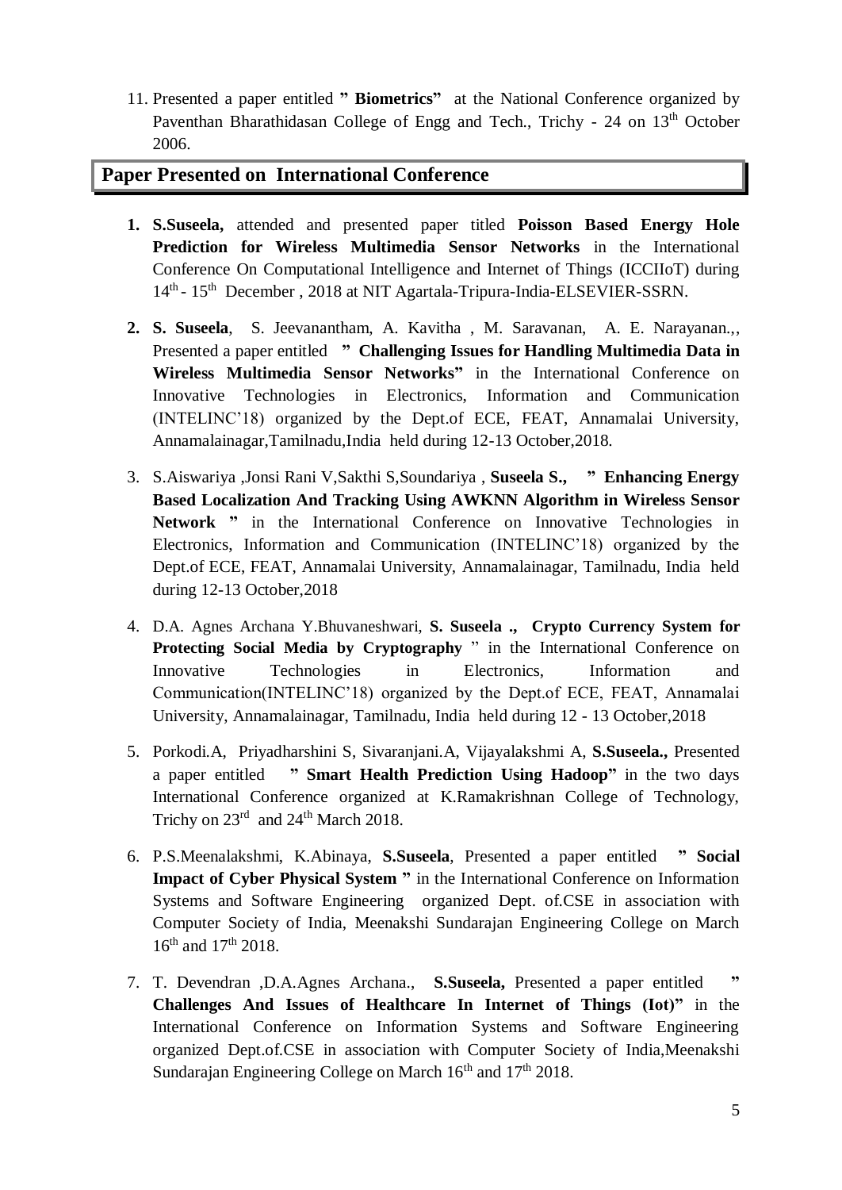11. Presented a paper entitled **" Biometrics"** at the National Conference organized by Paventhan Bharathidasan College of Engg and Tech., Trichy - 24 on 13th October 2006.

## Paper Presented on International Conference

1. **S.Suseela,** attended and presented paper titled **Poisson Based Energy Hole Prediction for Wireless Multimedia Sensor Networks** in the International Conference On Computational Intelligence and Internet of Things (ICCIIoT) during 14th - 15th December , 2018 at NIT Agartala-Tripura-India-ELSEVIER-SSRN.

2. **S. Suseela**, S. Jeevanantham, A. Kavitha , M. Saravanan, A. E. Narayanan.,, Presented a paper entitled **" Challenging Issues for Handling Multimedia Data in Wireless Multimedia Sensor Networks"** in the International Conference on Innovative Technologies in Electronics, Information and Communication (INTELINC'18) organized by the Dept.of ECE, FEAT, Annamalai University, Annamalainagar,Tamilnadu,India held during 12-13 October,2018.

3. S.Aiswariya ,Jonsi Rani V,Sakthi S,Soundariya , **Suseela S., " Enhancing Energy Based Localization And Tracking Using AWKNN Algorithm in Wireless Sensor Network "** in the International Conference on Innovative Technologies in Electronics, Information and Communication (INTELINC'18) organized by the Dept.of ECE, FEAT, Annamalai University, Annamalainagar, Tamilnadu, India held during 12-13 October,2018

4. D.A. Agnes Archana Y.Bhuvaneshwari, **S. Suseela ., Crypto Currency System for Protecting Social Media by Cryptography** " in the International Conference on Innovative Technologies in Electronics, Information and Communication(INTELINC'18) organized by the Dept.of ECE, FEAT, Annamalai University, Annamalainagar, Tamilnadu, India held during 12 - 13 October,2018

5. Porkodi.A, Priyadharshini S, Sivaranjani.A, Vijayalakshmi A, **S.Suseela.,** Presented a paper entitled **" Smart Health Prediction Using Hadoop"** in the two days International Conference organized at K.Ramakrishnan College of Technology, Trichy on 23rd and 24th March 2018.

6. P.S.Meenalakshmi, K.Abinaya, **S.Suseela**, Presented a paper entitled **" Social Impact of Cyber Physical System "** in the International Conference on Information Systems and Software Engineering organized Dept. of.CSE in association with Computer Society of India, Meenakshi Sundarajan Engineering College on March 16th and 17th 2018.

7. T. Devendran ,D.A.Agnes Archana., **S.Suseela,** Presented a paper entitled **" Challenges And Issues of Healthcare In Internet of Things (Iot)"** in the International Conference on Information Systems and Software Engineering organized Dept.of.CSE in association with Computer Society of India,Meenakshi Sundarajan Engineering College on March 16th and 17th 2018.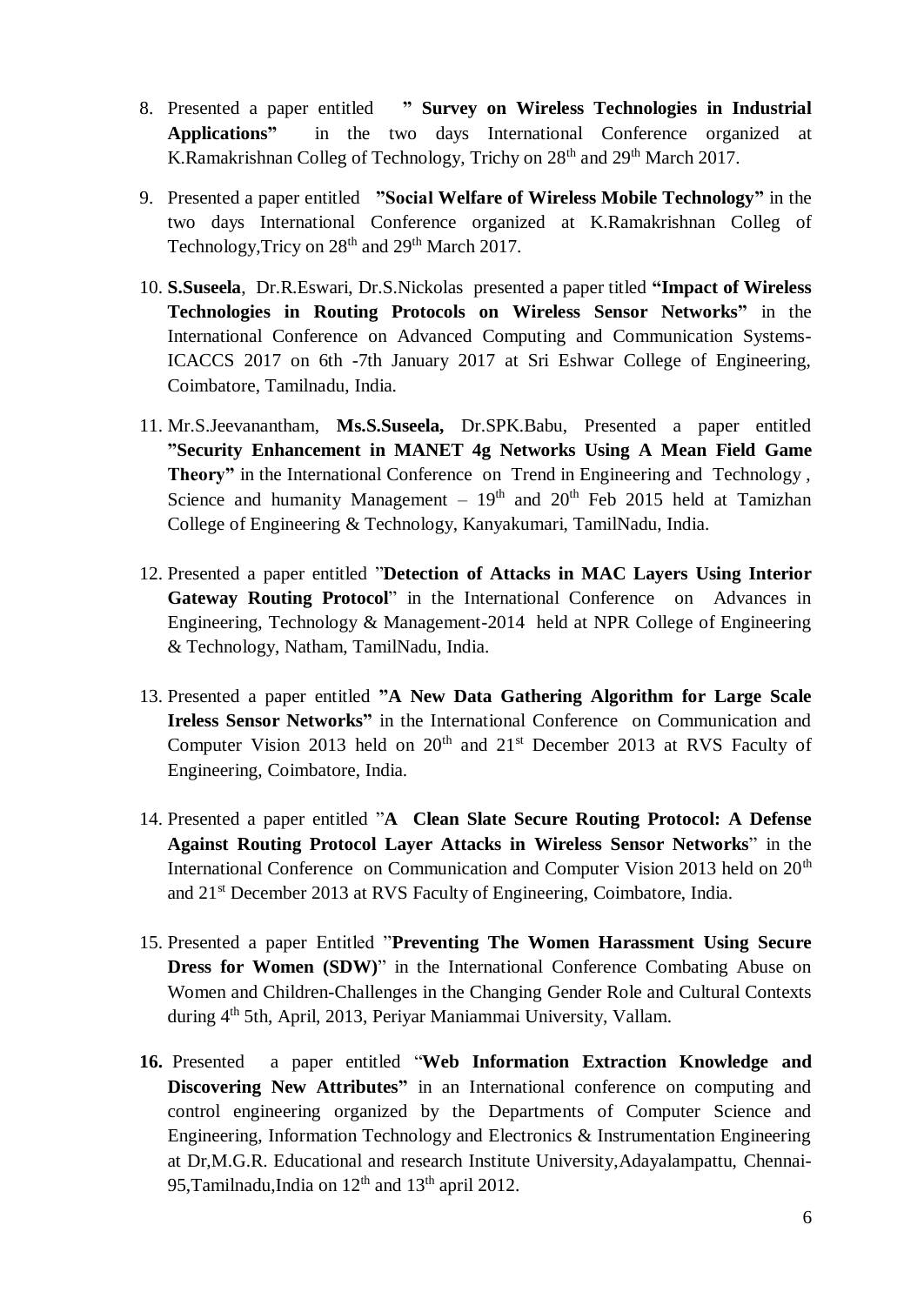8. Presented a paper entitled **" Survey on Wireless Technologies in Industrial Applications"** in the two days International Conference organized at K.Ramakrishnan Colleg of Technology, Trichy on 28th and 29th March 2017.

9. Presented a paper entitled **"Social Welfare of Wireless Mobile Technology"** in the two days International Conference organized at K.Ramakrishnan Colleg of Technology,Tricy on 28th and 29th March 2017.

10. **S.Suseela**, Dr.R.Eswari, Dr.S.Nickolas presented a paper titled **"Impact of Wireless Technologies in Routing Protocols on Wireless Sensor Networks"** in the International Conference on Advanced Computing and Communication Systems-ICACCS 2017 on 6th -7th January 2017 at Sri Eshwar College of Engineering, Coimbatore, Tamilnadu, India.

11. Mr.S.Jeevanantham, **Ms.S.Suseela,** Dr.SPK.Babu, Presented a paper entitled **"Security Enhancement in MANET 4g Networks Using A Mean Field Game Theory"** in the International Conference on Trend in Engineering and Technology , Science and humanity Management – 19th and 20th Feb 2015 held at Tamizhan College of Engineering & Technology, Kanyakumari, TamilNadu, India.

12. Presented a paper entitled "**Detection of Attacks in MAC Layers Using Interior Gateway Routing Protocol**" in the International Conference on Advances in Engineering, Technology & Management-2014 held at NPR College of Engineering & Technology, Natham, TamilNadu, India.

13. Presented a paper entitled **"A New Data Gathering Algorithm for Large Scale Ireless Sensor Networks"** in the International Conference on Communication and Computer Vision 2013 held on 20th and 21st December 2013 at RVS Faculty of Engineering, Coimbatore, India.

14. Presented a paper entitled "**A Clean Slate Secure Routing Protocol: A Defense Against Routing Protocol Layer Attacks in Wireless Sensor Networks**" in the International Conference on Communication and Computer Vision 2013 held on 20th and 21st December 2013 at RVS Faculty of Engineering, Coimbatore, India.

15. Presented a paper Entitled "**Preventing The Women Harassment Using Secure Dress for Women (SDW)**" in the International Conference Combating Abuse on Women and Children-Challenges in the Changing Gender Role and Cultural Contexts during 4th 5th, April, 2013, Periyar Maniammai University, Vallam.

16. Presented a paper entitled "**Web Information Extraction Knowledge and Discovering New Attributes"** in an International conference on computing and control engineering organized by the Departments of Computer Science and Engineering, Information Technology and Electronics & Instrumentation Engineering at Dr,M.G.R. Educational and research Institute University,Adayalampattu, Chennai-95,Tamilnadu,India on 12th and 13th april 2012.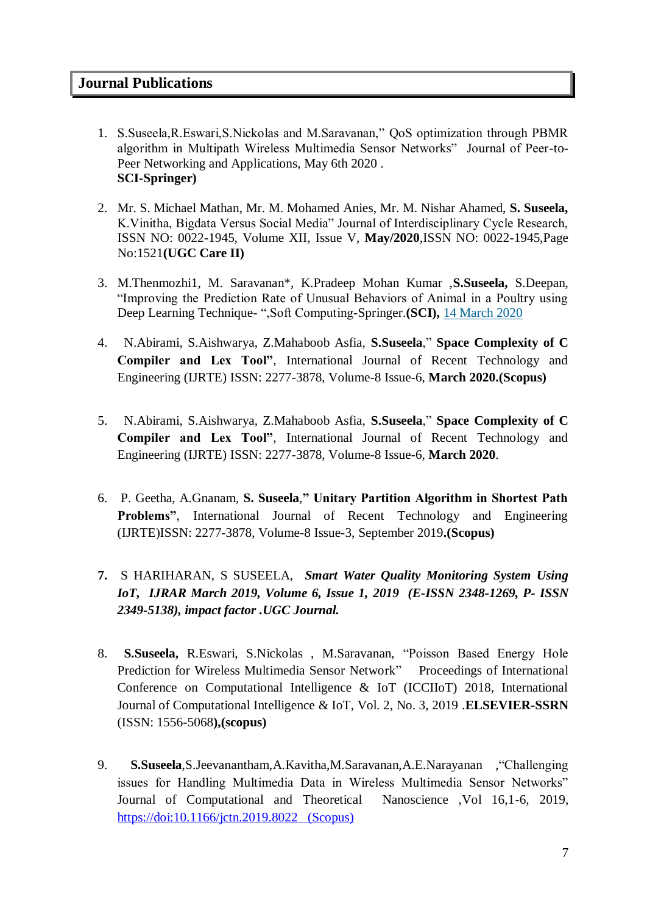## Journal Publications

1. S.Suseela,R.Eswari,S.Nickolas and M.Saravanan," QoS optimization through PBMR algorithm in Multipath Wireless Multimedia Sensor Networks" Journal of Peer-to-Peer Networking and Applications, May 6th 2020 .
**SCI-Springer)**

2. Mr. S. Michael Mathan, Mr. M. Mohamed Anies, Mr. M. Nishar Ahamed, **S. Suseela,** K.Vinitha, Bigdata Versus Social Media" Journal of Interdisciplinary Cycle Research, ISSN NO: 0022-1945, Volume XII, Issue V, **May/2020**,ISSN NO: 0022-1945,Page No:1521**(UGC Care II)**

3. M.Thenmozhi1, M. Saravanan*, K.Pradeep Mohan Kumar ,**S.Suseela,** S.Deepan, "Improving the Prediction Rate of Unusual Behaviors of Animal in a Poultry using Deep Learning Technique- ",Soft Computing-Springer.**(SCI),** 14 March 2020

4. N.Abirami, S.Aishwarya, Z.Mahaboob Asfia, **S.Suseela**," **Space Complexity of C Compiler and Lex Tool"**, International Journal of Recent Technology and Engineering (IJRTE) ISSN: 2277-3878, Volume-8 Issue-6, **March 2020.(Scopus)**

5. N.Abirami, S.Aishwarya, Z.Mahaboob Asfia, **S.Suseela**," **Space Complexity of C Compiler and Lex Tool"**, International Journal of Recent Technology and Engineering (IJRTE) ISSN: 2277-3878, Volume-8 Issue-6, **March 2020**.

6. P. Geetha, A.Gnanam, **S. Suseela**,**" Unitary Partition Algorithm in Shortest Path Problems"**, International Journal of Recent Technology and Engineering (IJRTE)ISSN: 2277-3878, Volume-8 Issue-3, September 2019**.(Scopus)**

7. S HARIHARAN, S SUSEELA, ***Smart Water Quality Monitoring System Using IoT, IJRAR March 2019, Volume 6, Issue 1, 2019 (E-ISSN 2348-1269, P- ISSN 2349-5138), impact factor .UGC Journal.***

8. **S.Suseela,** R.Eswari, S.Nickolas , M.Saravanan, "Poisson Based Energy Hole Prediction for Wireless Multimedia Sensor Network" Proceedings of International Conference on Computational Intelligence & IoT (ICCIIoT) 2018, International Journal of Computational Intelligence & IoT, Vol. 2, No. 3, 2019 .**ELSEVIER-SSRN** (ISSN: 1556-5068)**,(scopus)**

9. **S.Suseela**,S.Jeevanantham,A.Kavitha,M.Saravanan,A.E.Narayanan ,"Challenging issues for Handling Multimedia Data in Wireless Multimedia Sensor Networks" Journal of Computational and Theoretical Nanoscience ,Vol 16,1-6, 2019, https://doi:10.1166/jctn.2019.8022 (Scopus)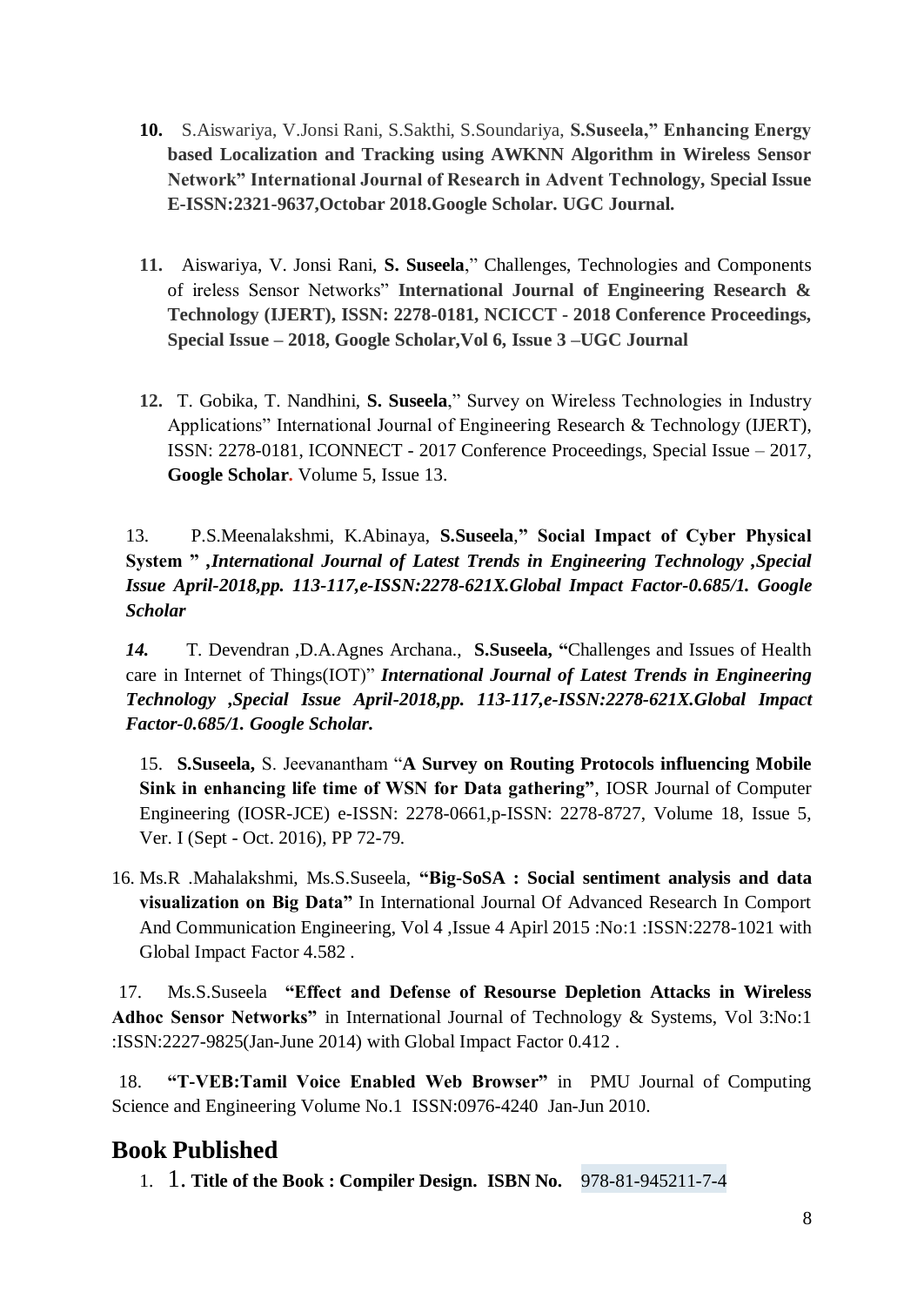10. S.Aiswariya, V.Jonsi Rani, S.Sakthi, S.Soundariya, **S.Suseela," Enhancing Energy based Localization and Tracking using AWKNN Algorithm in Wireless Sensor Network" International Journal of Research in Advent Technology, Special Issue E-ISSN:2321-9637,Octobar 2018.Google Scholar. UGC Journal.**

11. Aiswariya, V. Jonsi Rani, **S. Suseela**," Challenges, Technologies and Components of ireless Sensor Networks" **International Journal of Engineering Research & Technology (IJERT), ISSN: 2278-0181, NCICCT - 2018 Conference Proceedings, Special Issue – 2018, Google Scholar,Vol 6, Issue 3 –UGC Journal**

12. T. Gobika, T. Nandhini, **S. Suseela**," Survey on Wireless Technologies in Industry Applications" International Journal of Engineering Research & Technology (IJERT), ISSN: 2278-0181, ICONNECT - 2017 Conference Proceedings, Special Issue – 2017, **Google Scholar.** Volume 5, Issue 13.

13. P.S.Meenalakshmi, K.Abinaya, **S.Suseela," Social Impact of Cyber Physical System " ,*International Journal of Latest Trends in Engineering Technology ,Special Issue April-2018,pp. 113-117,e-ISSN:2278-621X.Global Impact Factor-0.685/1. Google Scholar***

***14.*** T. Devendran ,D.A.Agnes Archana., **S.Suseela, "**Challenges and Issues of Health care in Internet of Things(IOT)" ***International Journal of Latest Trends in Engineering Technology ,Special Issue April-2018,pp. 113-117,e-ISSN:2278-621X.Global Impact Factor-0.685/1. Google Scholar.***

15. **S.Suseela,** S. Jeevanantham "**A Survey on Routing Protocols influencing Mobile Sink in enhancing life time of WSN for Data gathering"**, IOSR Journal of Computer Engineering (IOSR-JCE) e-ISSN: 2278-0661,p-ISSN: 2278-8727, Volume 18, Issue 5, Ver. I (Sept - Oct. 2016), PP 72-79.

16. Ms.R .Mahalakshmi, Ms.S.Suseela, **"Big-SoSA : Social sentiment analysis and data visualization on Big Data"** In International Journal Of Advanced Research In Comport And Communication Engineering, Vol 4 ,Issue 4 Apirl 2015 :No:1 :ISSN:2278-1021 with Global Impact Factor 4.582 .

17. Ms.S.Suseela **"Effect and Defense of Resourse Depletion Attacks in Wireless Adhoc Sensor Networks"** in International Journal of Technology & Systems, Vol 3:No:1 :ISSN:2227-9825(Jan-June 2014) with Global Impact Factor 0.412 .

18. **"T-VEB:Tamil Voice Enabled Web Browser"** in PMU Journal of Computing Science and Engineering Volume No.1 ISSN:0976-4240 Jan-Jun 2010.

## Book Published

1. 1. **Title of the Book : Compiler Design. ISBN No.** 978-81-945211-7-4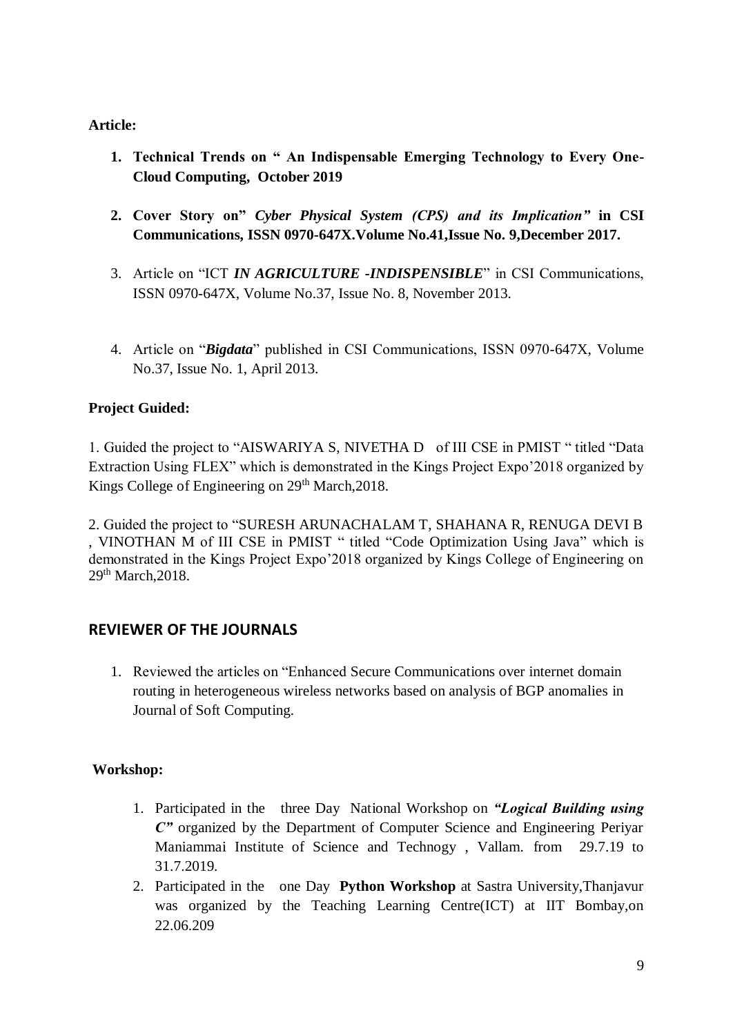**Article:**

1. **Technical Trends on " An Indispensable Emerging Technology to Every One-Cloud Computing, October 2019**

2. **Cover Story on"** ***Cyber Physical System (CPS) and its Implication"*** **in CSI Communications, ISSN 0970-647X.Volume No.41,Issue No. 9,December 2017.**

3. Article on "ICT ***IN AGRICULTURE -INDISPENSIBLE***" in CSI Communications, ISSN 0970-647X, Volume No.37, Issue No. 8, November 2013.

4. Article on "***Bigdata***" published in CSI Communications, ISSN 0970-647X, Volume No.37, Issue No. 1, April 2013.

**Project Guided:**

1. Guided the project to "AISWARIYA S, NIVETHA D of III CSE in PMIST " titled "Data Extraction Using FLEX" which is demonstrated in the Kings Project Expo'2018 organized by Kings College of Engineering on 29th March,2018.

2. Guided the project to "SURESH ARUNACHALAM T, SHAHANA R, RENUGA DEVI B , VINOTHAN M of III CSE in PMIST " titled "Code Optimization Using Java" which is demonstrated in the Kings Project Expo'2018 organized by Kings College of Engineering on 29th March,2018.

## REVIEWER OF THE JOURNALS

1. Reviewed the articles on "Enhanced Secure Communications over internet domain routing in heterogeneous wireless networks based on analysis of BGP anomalies in Journal of Soft Computing.

**Workshop:**

1. Participated in the three Day National Workshop on ***"Logical Building using C"*** organized by the Department of Computer Science and Engineering Periyar Maniammai Institute of Science and Technogy , Vallam. from 29.7.19 to 31.7.2019.
2. Participated in the one Day **Python Workshop** at Sastra University,Thanjavur was organized by the Teaching Learning Centre(ICT) at IIT Bombay,on 22.06.209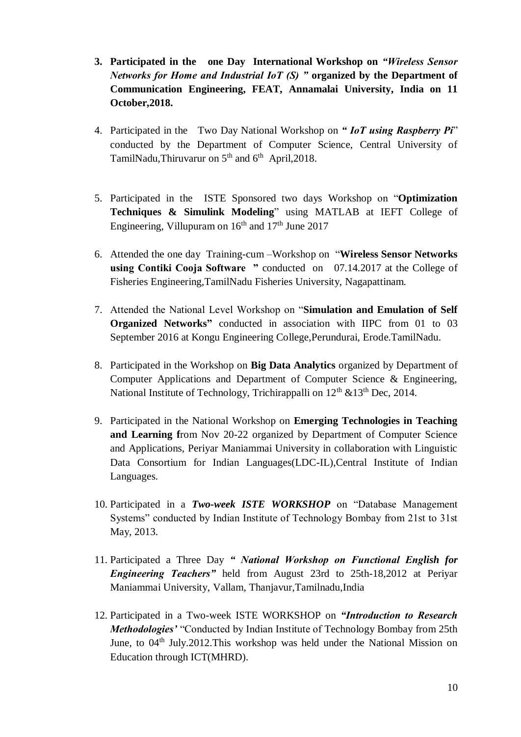3. **Participated in the one Day International Workshop on *"Wireless Sensor Networks for Home and Industrial IoT (S) "* organized by the Department of Communication Engineering, FEAT, Annamalai University, India on 11 October,2018.**

4. Participated in the Two Day National Workshop on ***" IoT using Raspberry Pi***" conducted by the Department of Computer Science, Central University of TamilNadu,Thiruvarur on 5th and 6th April,2018.

5. Participated in the ISTE Sponsored two days Workshop on "**Optimization Techniques & Simulink Modeling**" using MATLAB at IEFT College of Engineering, Villupuram on 16th and 17th June 2017

6. Attended the one day Training-cum –Workshop on "**Wireless Sensor Networks using Contiki Cooja Software "** conducted on 07.14.2017 at the College of Fisheries Engineering,TamilNadu Fisheries University, Nagapattinam.

7. Attended the National Level Workshop on "**Simulation and Emulation of Self Organized Networks"** conducted in association with IIPC from 01 to 03 September 2016 at Kongu Engineering College,Perundurai, Erode.TamilNadu.

8. Participated in the Workshop on **Big Data Analytics** organized by Department of Computer Applications and Department of Computer Science & Engineering, National Institute of Technology, Trichirappalli on 12th &13th Dec, 2014.

9. Participated in the National Workshop on **Emerging Technologies in Teaching and Learning f**rom Nov 20-22 organized by Department of Computer Science and Applications, Periyar Maniammai University in collaboration with Linguistic Data Consortium for Indian Languages(LDC-IL),Central Institute of Indian Languages.

10. Participated in a ***Two-week ISTE WORKSHOP*** on "Database Management Systems" conducted by Indian Institute of Technology Bombay from 21st to 31st May, 2013.

11. Participated a Three Day ***" National Workshop on Functional English for Engineering Teachers"*** held from August 23rd to 25th-18,2012 at Periyar Maniammai University, Vallam, Thanjavur,Tamilnadu,India

12. Participated in a Two-week ISTE WORKSHOP on ***"Introduction to Research Methodologies'*** "Conducted by Indian Institute of Technology Bombay from 25th June, to 04th July.2012.This workshop was held under the National Mission on Education through ICT(MHRD).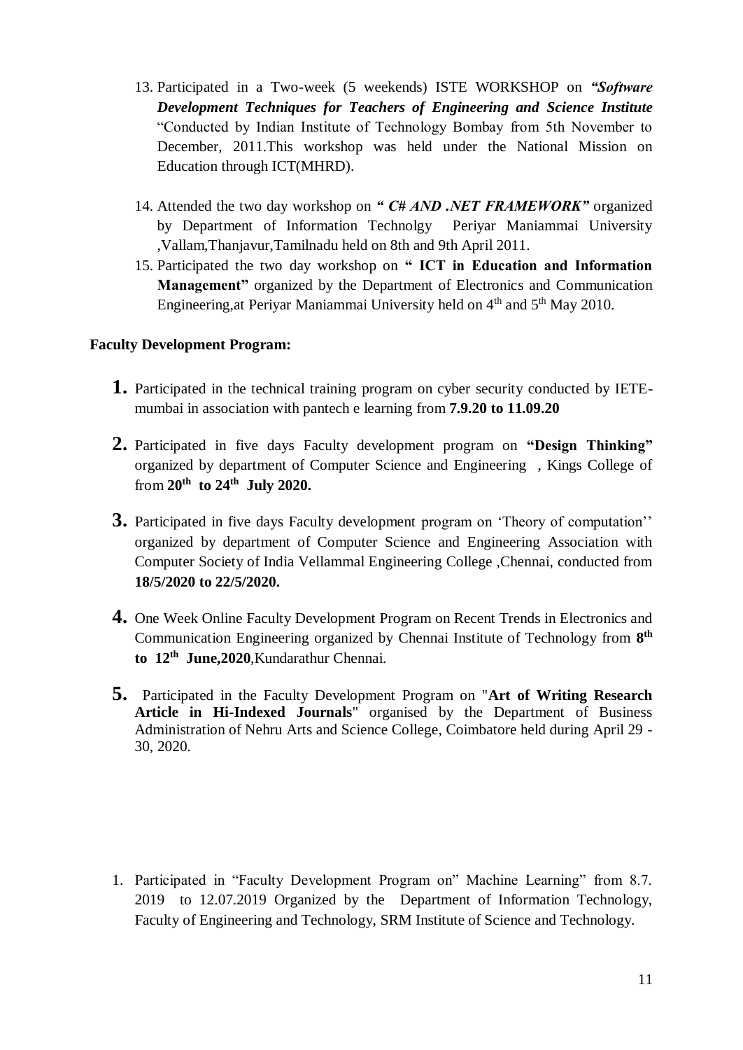13. Participated in a Two-week (5 weekends) ISTE WORKSHOP on ***"Software Development Techniques for Teachers of Engineering and Science Institute*** "Conducted by Indian Institute of Technology Bombay from 5th November to December, 2011.This workshop was held under the National Mission on Education through ICT(MHRD).

14. Attended the two day workshop on ***" C# AND .NET FRAMEWORK"*** organized by Department of Information Technolgy Periyar Maniammai University ,Vallam,Thanjavur,Tamilnadu held on 8th and 9th April 2011.

15. Participated the two day workshop on **" ICT in Education and Information Management"** organized by the Department of Electronics and Communication Engineering,at Periyar Maniammai University held on 4th and 5th May 2010.

**Faculty Development Program:**

1. Participated in the technical training program on cyber security conducted by IETE-mumbai in association with pantech e learning from **7.9.20 to 11.09.20**

2. Participated in five days Faculty development program on **"Design Thinking"** organized by department of Computer Science and Engineering , Kings College of from **20th to 24th July 2020.**

3. Participated in five days Faculty development program on 'Theory of computation'' organized by department of Computer Science and Engineering Association with Computer Society of India Vellammal Engineering College ,Chennai, conducted from **18/5/2020 to 22/5/2020.**

4. One Week Online Faculty Development Program on Recent Trends in Electronics and Communication Engineering organized by Chennai Institute of Technology from **8th to 12th June,2020**,Kundarathur Chennai.

5. Participated in the Faculty Development Program on "**Art of Writing Research Article in Hi-Indexed Journals**" organised by the Department of Business Administration of Nehru Arts and Science College, Coimbatore held during April 29 - 30, 2020.

1. Participated in "Faculty Development Program on" Machine Learning" from 8.7. 2019 to 12.07.2019 Organized by the Department of Information Technology, Faculty of Engineering and Technology, SRM Institute of Science and Technology.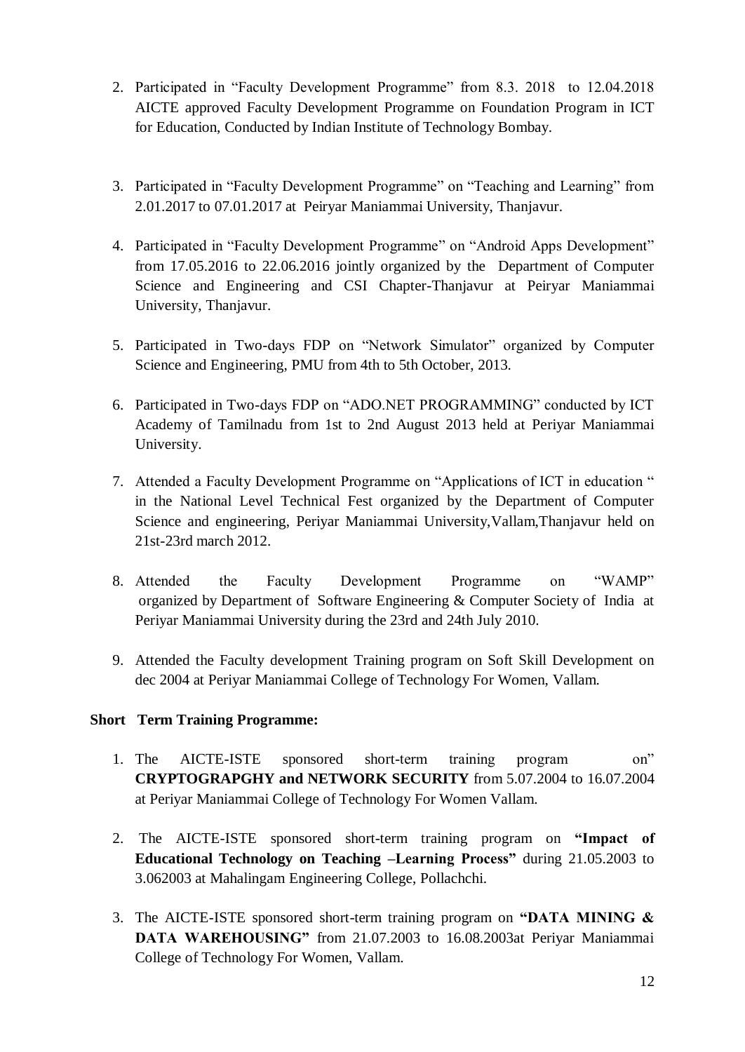2. Participated in "Faculty Development Programme" from 8.3. 2018 to 12.04.2018 AICTE approved Faculty Development Programme on Foundation Program in ICT for Education, Conducted by Indian Institute of Technology Bombay.

3. Participated in "Faculty Development Programme" on "Teaching and Learning" from 2.01.2017 to 07.01.2017 at Peiryar Maniammai University, Thanjavur.

4. Participated in "Faculty Development Programme" on "Android Apps Development" from 17.05.2016 to 22.06.2016 jointly organized by the Department of Computer Science and Engineering and CSI Chapter-Thanjavur at Peiryar Maniammai University, Thanjavur.

5. Participated in Two-days FDP on "Network Simulator" organized by Computer Science and Engineering, PMU from 4th to 5th October, 2013.

6. Participated in Two-days FDP on "ADO.NET PROGRAMMING" conducted by ICT Academy of Tamilnadu from 1st to 2nd August 2013 held at Periyar Maniammai University.

7. Attended a Faculty Development Programme on "Applications of ICT in education " in the National Level Technical Fest organized by the Department of Computer Science and engineering, Periyar Maniammai University,Vallam,Thanjavur held on 21st-23rd march 2012.

8. Attended the Faculty Development Programme on "WAMP" organized by Department of Software Engineering & Computer Society of India at Periyar Maniammai University during the 23rd and 24th July 2010.

9. Attended the Faculty development Training program on Soft Skill Development on dec 2004 at Periyar Maniammai College of Technology For Women, Vallam.

**Short Term Training Programme:**

1. The AICTE-ISTE sponsored short-term training program on" **CRYPTOGRAPGHY and NETWORK SECURITY** from 5.07.2004 to 16.07.2004 at Periyar Maniammai College of Technology For Women Vallam.

2. The AICTE-ISTE sponsored short-term training program on **"Impact of Educational Technology on Teaching –Learning Process"** during 21.05.2003 to 3.062003 at Mahalingam Engineering College, Pollachchi.

3. The AICTE-ISTE sponsored short-term training program on **"DATA MINING & DATA WAREHOUSING"** from 21.07.2003 to 16.08.2003at Periyar Maniammai College of Technology For Women, Vallam.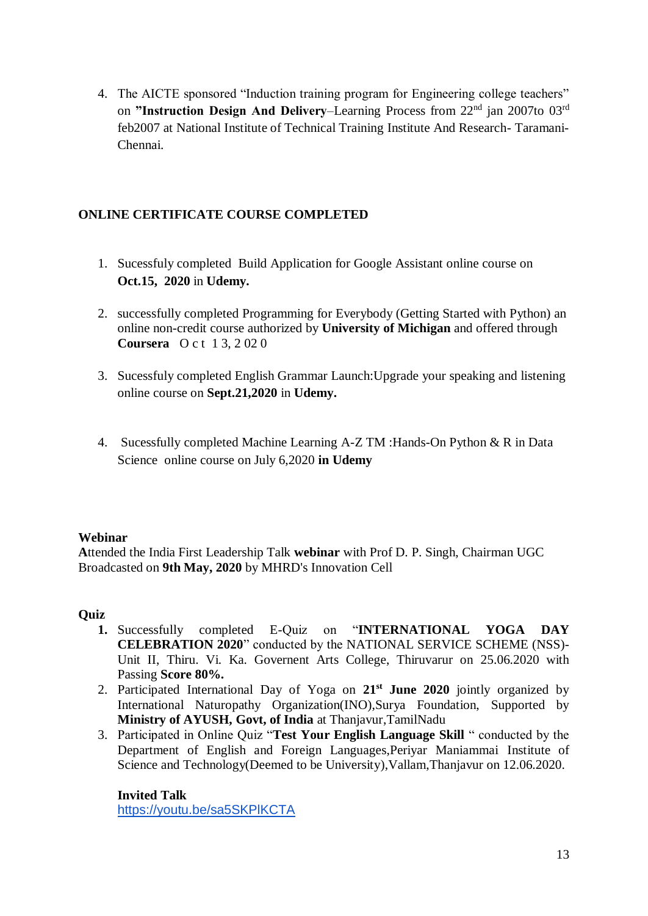4. The AICTE sponsored "Induction training program for Engineering college teachers" on **"Instruction Design And Delivery**–Learning Process from 22nd jan 2007to 03rd feb2007 at National Institute of Technical Training Institute And Research- Taramani-Chennai.

## ONLINE CERTIFICATE COURSE COMPLETED

1. Sucessfuly completed Build Application for Google Assistant online course on **Oct.15, 2020** in **Udemy.**

2. successfully completed Programming for Everybody (Getting Started with Python) an online non-credit course authorized by **University of Michigan** and offered through **Coursera** O c t 1 3, 2 02 0

3. Sucessfuly completed English Grammar Launch:Upgrade your speaking and listening online course on **Sept.21,2020** in **Udemy.**

4. Sucessfully completed Machine Learning A-Z TM :Hands-On Python & R in Data Science online course on July 6,2020 **in Udemy**

**Webinar**

**A**ttended the India First Leadership Talk **webinar** with Prof D. P. Singh, Chairman UGC Broadcasted on **9th May, 2020** by MHRD's Innovation Cell

**Quiz**

1. Successfully completed E-Quiz on "**INTERNATIONAL YOGA DAY CELEBRATION 2020**" conducted by the NATIONAL SERVICE SCHEME (NSS)-Unit II, Thiru. Vi. Ka. Governent Arts College, Thiruvarur on 25.06.2020 with Passing **Score 80%.**
2. Participated International Day of Yoga on **21st June 2020** jointly organized by International Naturopathy Organization(INO),Surya Foundation, Supported by **Ministry of AYUSH, Govt, of India** at Thanjavur,TamilNadu
3. Participated in Online Quiz "**Test Your English Language Skill** " conducted by the Department of English and Foreign Languages,Periyar Maniammai Institute of Science and Technology(Deemed to be University),Vallam,Thanjavur on 12.06.2020.

**Invited Talk**

https://youtu.be/sa5SKPlKCTA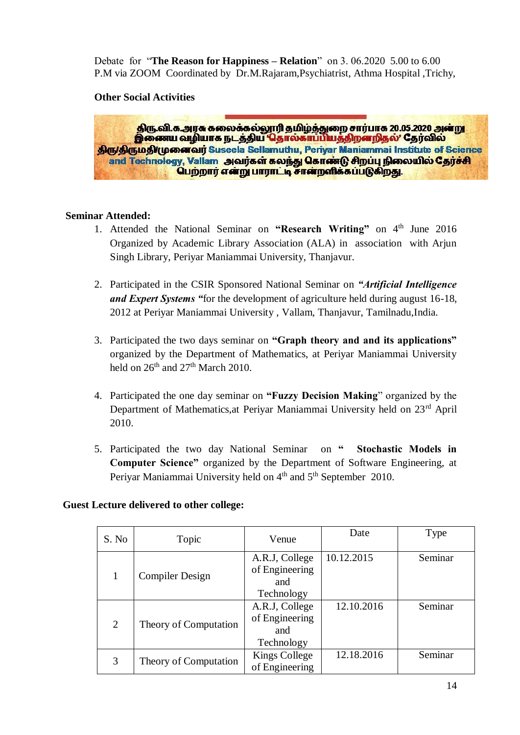Debate for "**The Reason for Happiness – Relation**" on 3. 06.2020 5.00 to 6.00 P.M via ZOOM Coordinated by Dr.M.Rajaram,Psychiatrist, Athma Hospital ,Trichy,

**Other Social Activities**

திரு.வி.க.அரசு கலைக்கல்லூரி தமிழ்த்துறை சார்பாக 20.05.2020 அன்று இணைய வழியாக நடத்திய 'தொல்காப்பியத்திறனறிதல்' தேர்வில் திரு/திருமதி/முனைவர் Suseela Sellamuthu, Periyar Maniammai Institute of Science and Technology, Vallam அவர்கள் கலந்து கொண்டு சிறப்பு நிலையில் தேர்ச்சி பெற்றார் என்று பாராட்டி சான்றளிக்கப்படுகிறது.

**Seminar Attended:**

1. Attended the National Seminar on **"Research Writing"** on 4th June 2016 Organized by Academic Library Association (ALA) in association with Arjun Singh Library, Periyar Maniammai University, Thanjavur.

2. Participated in the CSIR Sponsored National Seminar on ***"Artificial Intelligence and Expert Systems*** **"**for the development of agriculture held during august 16-18, 2012 at Periyar Maniammai University , Vallam, Thanjavur, Tamilnadu,India.

3. Participated the two days seminar on **"Graph theory and and its applications"** organized by the Department of Mathematics, at Periyar Maniammai University held on 26th and 27th March 2010.

4. Participated the one day seminar on **"Fuzzy Decision Making**" organized by the Department of Mathematics,at Periyar Maniammai University held on 23rd April 2010.

5. Participated the two day National Seminar on **" Stochastic Models in Computer Science"** organized by the Department of Software Engineering, at Periyar Maniammai University held on 4th and 5th September 2010.

**Guest Lecture delivered to other college:**

| S. No | Topic | Venue | Date | Type |
|---|---|---|---|---|
| 1 | Compiler Design | A.R.J, College of Engineering and Technology | 10.12.2015 | Seminar |
| 2 | Theory of Computation | A.R.J, College of Engineering and Technology | 12.10.2016 | Seminar |
| 3 | Theory of Computation | Kings College of Engineering | 12.18.2016 | Seminar |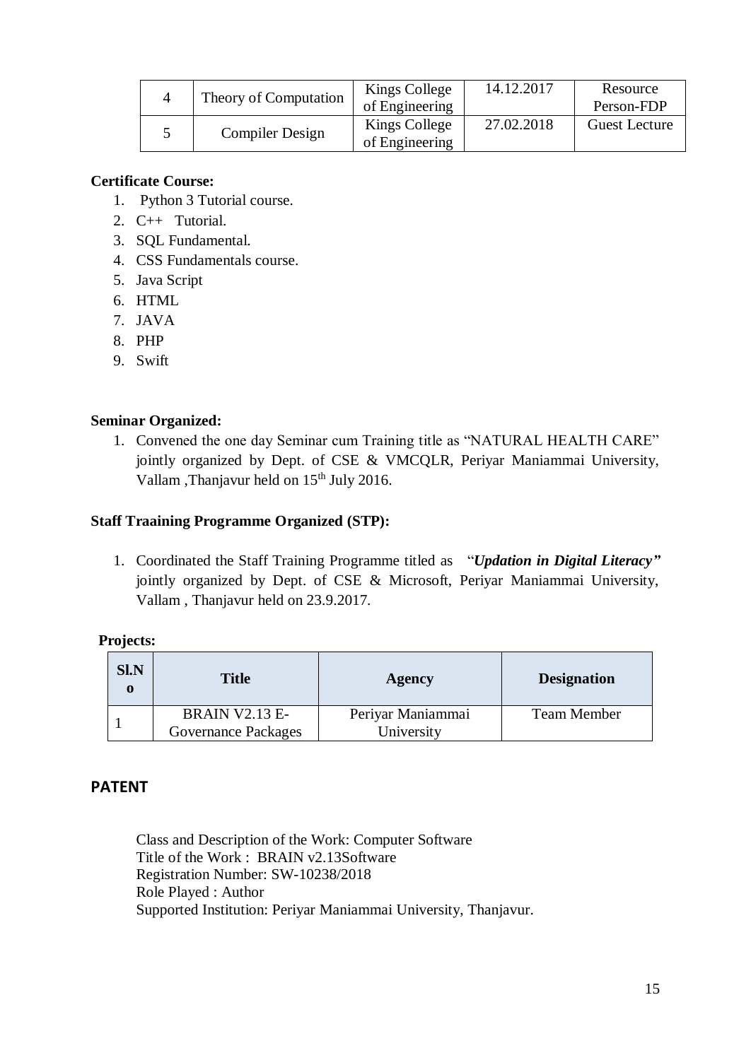| 4 | Theory of Computation | Kings College of Engineering | 14.12.2017 | Resource Person-FDP |
|---|---|---|---|---|
| 5 | Compiler Design | Kings College of Engineering | 27.02.2018 | Guest Lecture |

**Certificate Course:**

1. Python 3 Tutorial course.
2. C++ Tutorial.
3. SQL Fundamental.
4. CSS Fundamentals course.
5. Java Script
6. HTML
7. JAVA
8. PHP
9. Swift

**Seminar Organized:**

1. Convened the one day Seminar cum Training title as "NATURAL HEALTH CARE" jointly organized by Dept. of CSE & VMCQLR, Periyar Maniammai University, Vallam ,Thanjavur held on 15th July 2016.

**Staff Traaining Programme Organized (STP):**

1. Coordinated the Staff Training Programme titled as "*Updation in Digital Literacy"* jointly organized by Dept. of CSE & Microsoft, Periyar Maniammai University, Vallam , Thanjavur held on 23.9.2017.

**Projects:**

| Sl.No | Title | Agency | Designation |
|---|---|---|---|
| 1 | BRAIN V2.13 E-Governance Packages | Periyar Maniammai University | Team Member |

## PATENT

Class and Description of the Work: Computer Software
Title of the Work : BRAIN v2.13Software
Registration Number: SW-10238/2018
Role Played : Author
Supported Institution: Periyar Maniammai University, Thanjavur.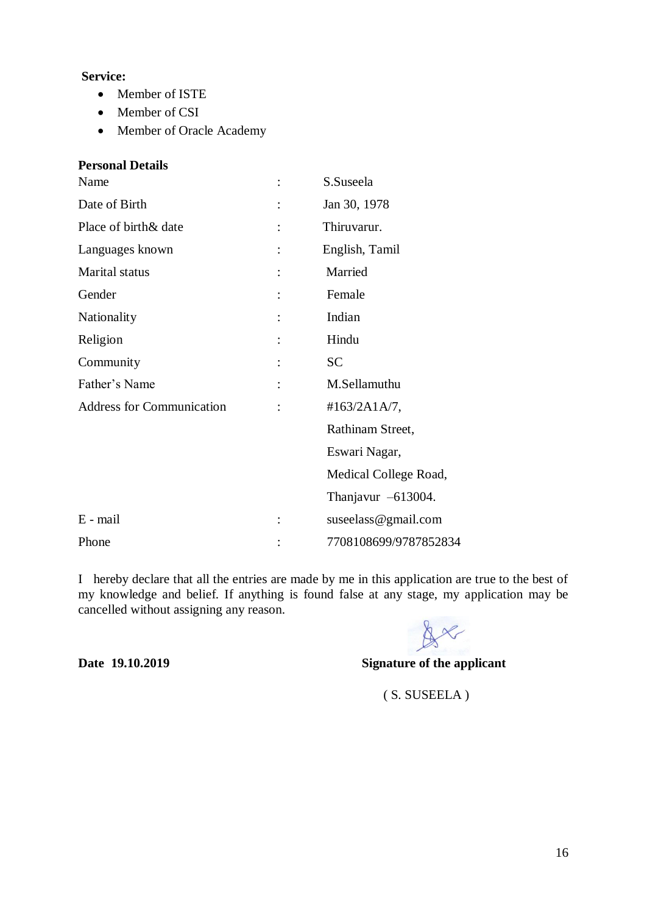**Service:**

- Member of ISTE
- Member of CSI
- Member of Oracle Academy

**Personal Details**

| | | |
|---|---|---|
| Name | : | S.Suseela |
| Date of Birth | : | Jan 30, 1978 |
| Place of birth& date | : | Thiruvarur. |
| Languages known | : | English, Tamil |
| Marital status | : | Married |
| Gender | : | Female |
| Nationality | : | Indian |
| Religion | : | Hindu |
| Community | : | SC |
| Father's Name | : | M.Sellamuthu |
| Address for Communication | : | #163/2A1A/7, |
| | | Rathinam Street, |
| | | Eswari Nagar, |
| | | Medical College Road, |
| | | Thanjavur –613004. |
| E - mail | : | suseelass@gmail.com |
| Phone | : | 7708108699/9787852834 |

I hereby declare that all the entries are made by me in this application are true to the best of my knowledge and belief. If anything is found false at any stage, my application may be cancelled without assigning any reason.

**Date 19.10.2019** **Signature of the applicant**

( S. SUSEELA )